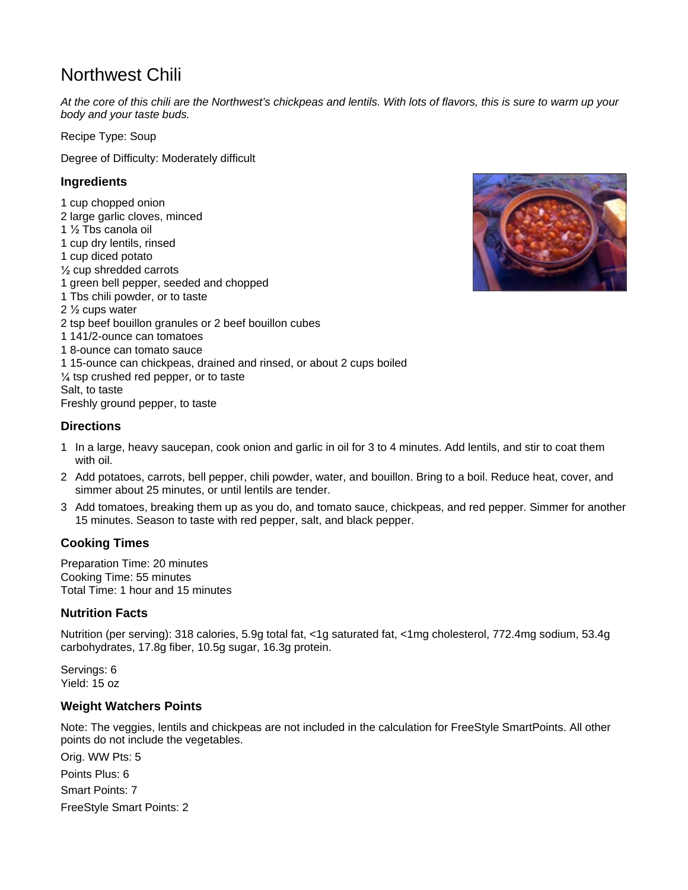# Northwest Chili

*At the core of this chili are the Northwest's chickpeas and lentils. With lots of flavors, this is sure to warm up your body and your taste buds.*

Recipe Type: Soup

Degree of Difficulty: Moderately difficult

### Ingredients

1 cup chopped onion
2 large garlic cloves, minced
1 ½ Tbs canola oil
1 cup dry lentils, rinsed
1 cup diced potato
½ cup shredded carrots
1 green bell pepper, seeded and chopped
1 Tbs chili powder, or to taste
2 ½ cups water
2 tsp beef bouillon granules or 2 beef bouillon cubes
1 141/2-ounce can tomatoes
1 8-ounce can tomato sauce
1 15-ounce can chickpeas, drained and rinsed, or about 2 cups boiled
¼ tsp crushed red pepper, or to taste
Salt, to taste
Freshly ground pepper, to taste

### Directions

1. In a large, heavy saucepan, cook onion and garlic in oil for 3 to 4 minutes. Add lentils, and stir to coat them with oil.
2. Add potatoes, carrots, bell pepper, chili powder, water, and bouillon. Bring to a boil. Reduce heat, cover, and simmer about 25 minutes, or until lentils are tender.
3. Add tomatoes, breaking them up as you do, and tomato sauce, chickpeas, and red pepper. Simmer for another 15 minutes. Season to taste with red pepper, salt, and black pepper.

### Cooking Times

Preparation Time: 20 minutes
Cooking Time: 55 minutes
Total Time: 1 hour and 15 minutes

### Nutrition Facts

Nutrition (per serving): 318 calories, 5.9g total fat, <1g saturated fat, <1mg cholesterol, 772.4mg sodium, 53.4g carbohydrates, 17.8g fiber, 10.5g sugar, 16.3g protein.

Servings: 6
Yield: 15 oz

### Weight Watchers Points

Note: The veggies, lentils and chickpeas are not included in the calculation for FreeStyle SmartPoints. All other points do not include the vegetables.

Orig. WW Pts: 5

Points Plus: 6

Smart Points: 7

FreeStyle Smart Points: 2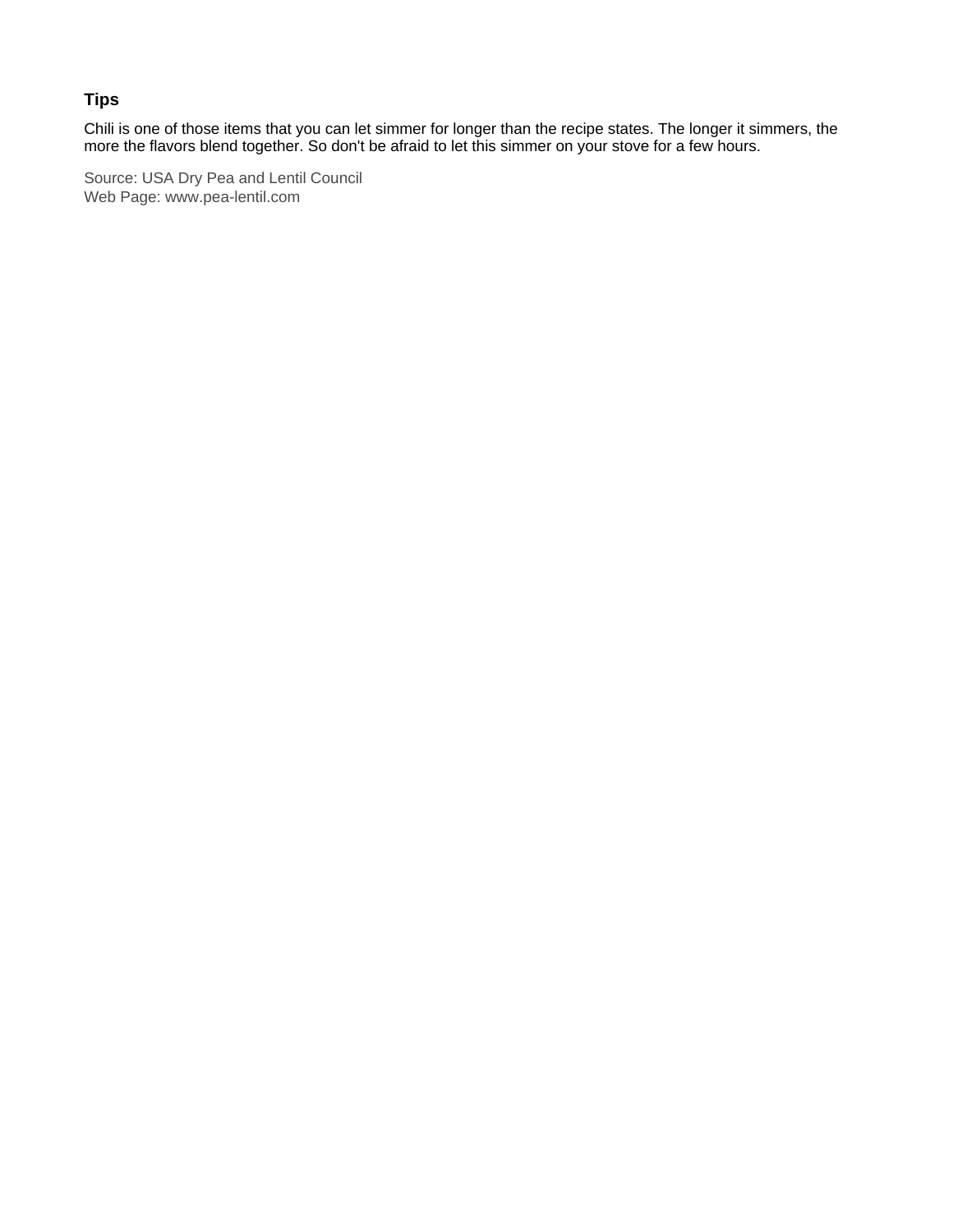### Tips

Chili is one of those items that you can let simmer for longer than the recipe states. The longer it simmers, the more the flavors blend together. So don't be afraid to let this simmer on your stove for a few hours.

Source: USA Dry Pea and Lentil Council
Web Page: www.pea-lentil.com